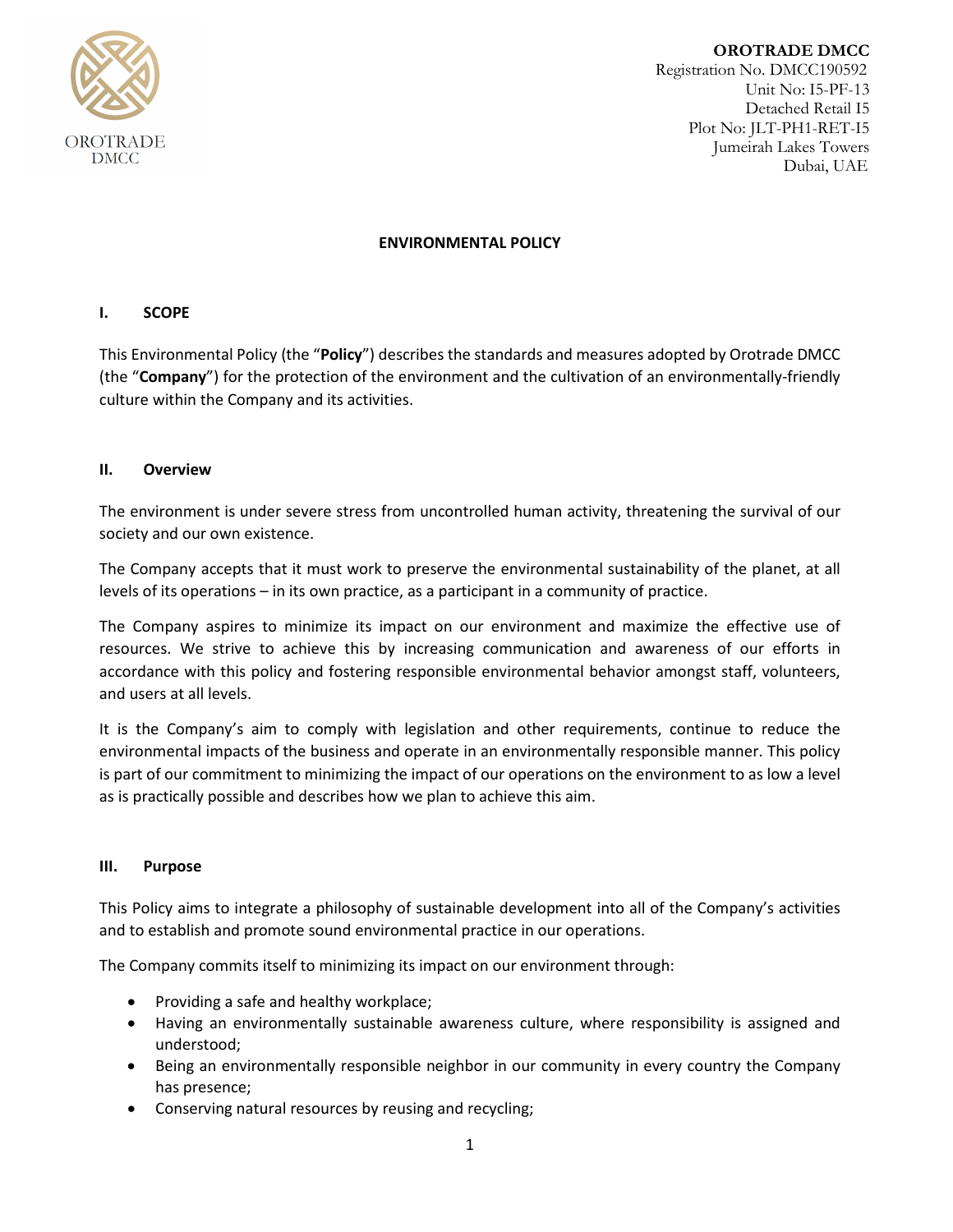**OROTRADE DMCC**
Registration No. DMCC190592
Unit No: I5-PF-13
Detached Retail I5
Plot No: JLT-PH1-RET-I5
Jumeirah Lakes Towers
Dubai, UAE

# ENVIRONMENTAL POLICY

## I. SCOPE

This Environmental Policy (the "**Policy**") describes the standards and measures adopted by Orotrade DMCC (the "**Company**") for the protection of the environment and the cultivation of an environmentally-friendly culture within the Company and its activities.

## II. Overview

The environment is under severe stress from uncontrolled human activity, threatening the survival of our society and our own existence.

The Company accepts that it must work to preserve the environmental sustainability of the planet, at all levels of its operations – in its own practice, as a participant in a community of practice.

The Company aspires to minimize its impact on our environment and maximize the effective use of resources. We strive to achieve this by increasing communication and awareness of our efforts in accordance with this policy and fostering responsible environmental behavior amongst staff, volunteers, and users at all levels.

It is the Company's aim to comply with legislation and other requirements, continue to reduce the environmental impacts of the business and operate in an environmentally responsible manner. This policy is part of our commitment to minimizing the impact of our operations on the environment to as low a level as is practically possible and describes how we plan to achieve this aim.

## III. Purpose

This Policy aims to integrate a philosophy of sustainable development into all of the Company's activities and to establish and promote sound environmental practice in our operations.

The Company commits itself to minimizing its impact on our environment through:

- Providing a safe and healthy workplace;
- Having an environmentally sustainable awareness culture, where responsibility is assigned and understood;
- Being an environmentally responsible neighbor in our community in every country the Company has presence;
- Conserving natural resources by reusing and recycling;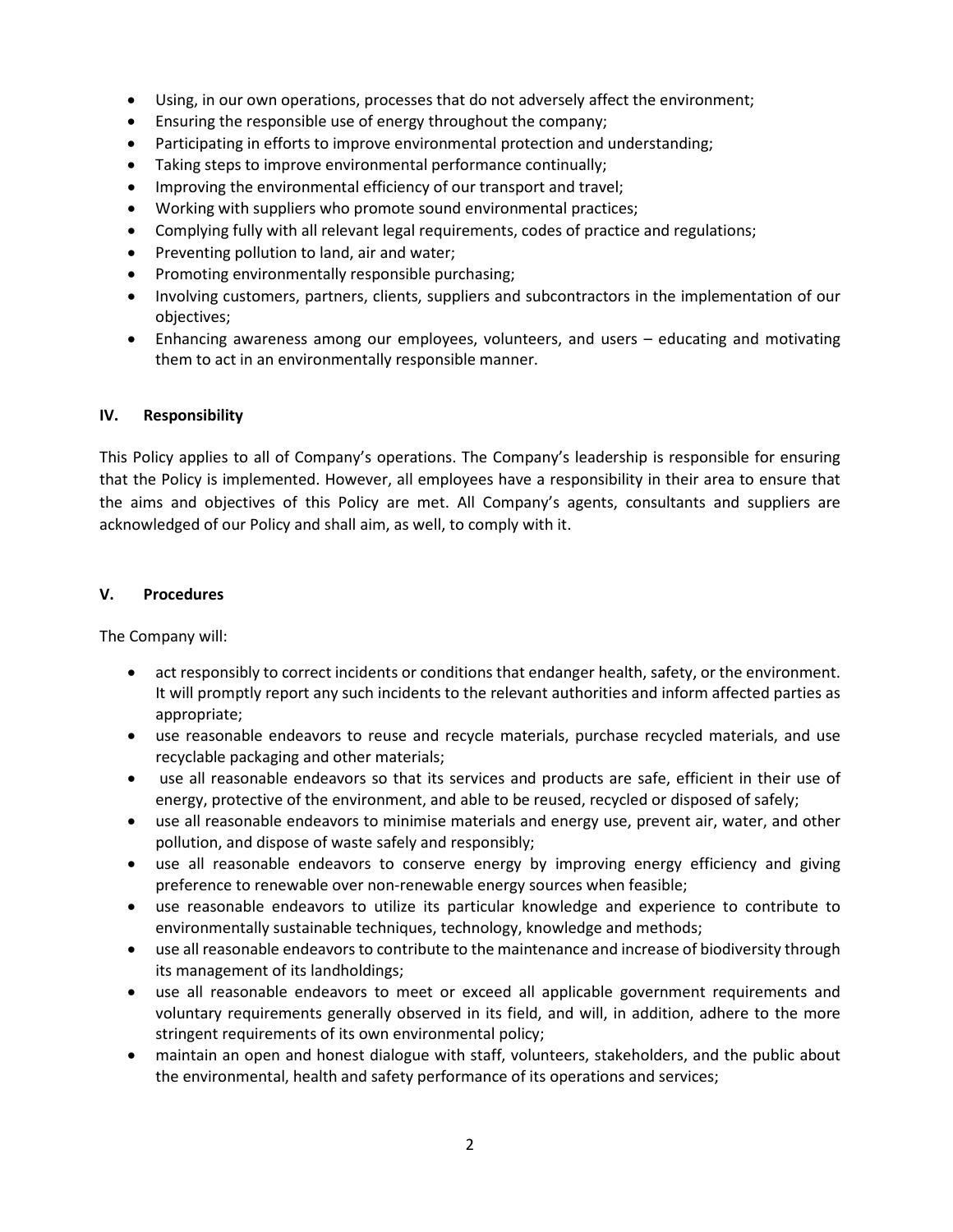- Using, in our own operations, processes that do not adversely affect the environment;
- Ensuring the responsible use of energy throughout the company;
- Participating in efforts to improve environmental protection and understanding;
- Taking steps to improve environmental performance continually;
- Improving the environmental efficiency of our transport and travel;
- Working with suppliers who promote sound environmental practices;
- Complying fully with all relevant legal requirements, codes of practice and regulations;
- Preventing pollution to land, air and water;
- Promoting environmentally responsible purchasing;
- Involving customers, partners, clients, suppliers and subcontractors in the implementation of our objectives;
- Enhancing awareness among our employees, volunteers, and users – educating and motivating them to act in an environmentally responsible manner.

## IV. Responsibility

This Policy applies to all of Company's operations. The Company's leadership is responsible for ensuring that the Policy is implemented. However, all employees have a responsibility in their area to ensure that the aims and objectives of this Policy are met. All Company's agents, consultants and suppliers are acknowledged of our Policy and shall aim, as well, to comply with it.

## V. Procedures

The Company will:

- act responsibly to correct incidents or conditions that endanger health, safety, or the environment. It will promptly report any such incidents to the relevant authorities and inform affected parties as appropriate;
- use reasonable endeavors to reuse and recycle materials, purchase recycled materials, and use recyclable packaging and other materials;
- use all reasonable endeavors so that its services and products are safe, efficient in their use of energy, protective of the environment, and able to be reused, recycled or disposed of safely;
- use all reasonable endeavors to minimise materials and energy use, prevent air, water, and other pollution, and dispose of waste safely and responsibly;
- use all reasonable endeavors to conserve energy by improving energy efficiency and giving preference to renewable over non-renewable energy sources when feasible;
- use reasonable endeavors to utilize its particular knowledge and experience to contribute to environmentally sustainable techniques, technology, knowledge and methods;
- use all reasonable endeavors to contribute to the maintenance and increase of biodiversity through its management of its landholdings;
- use all reasonable endeavors to meet or exceed all applicable government requirements and voluntary requirements generally observed in its field, and will, in addition, adhere to the more stringent requirements of its own environmental policy;
- maintain an open and honest dialogue with staff, volunteers, stakeholders, and the public about the environmental, health and safety performance of its operations and services;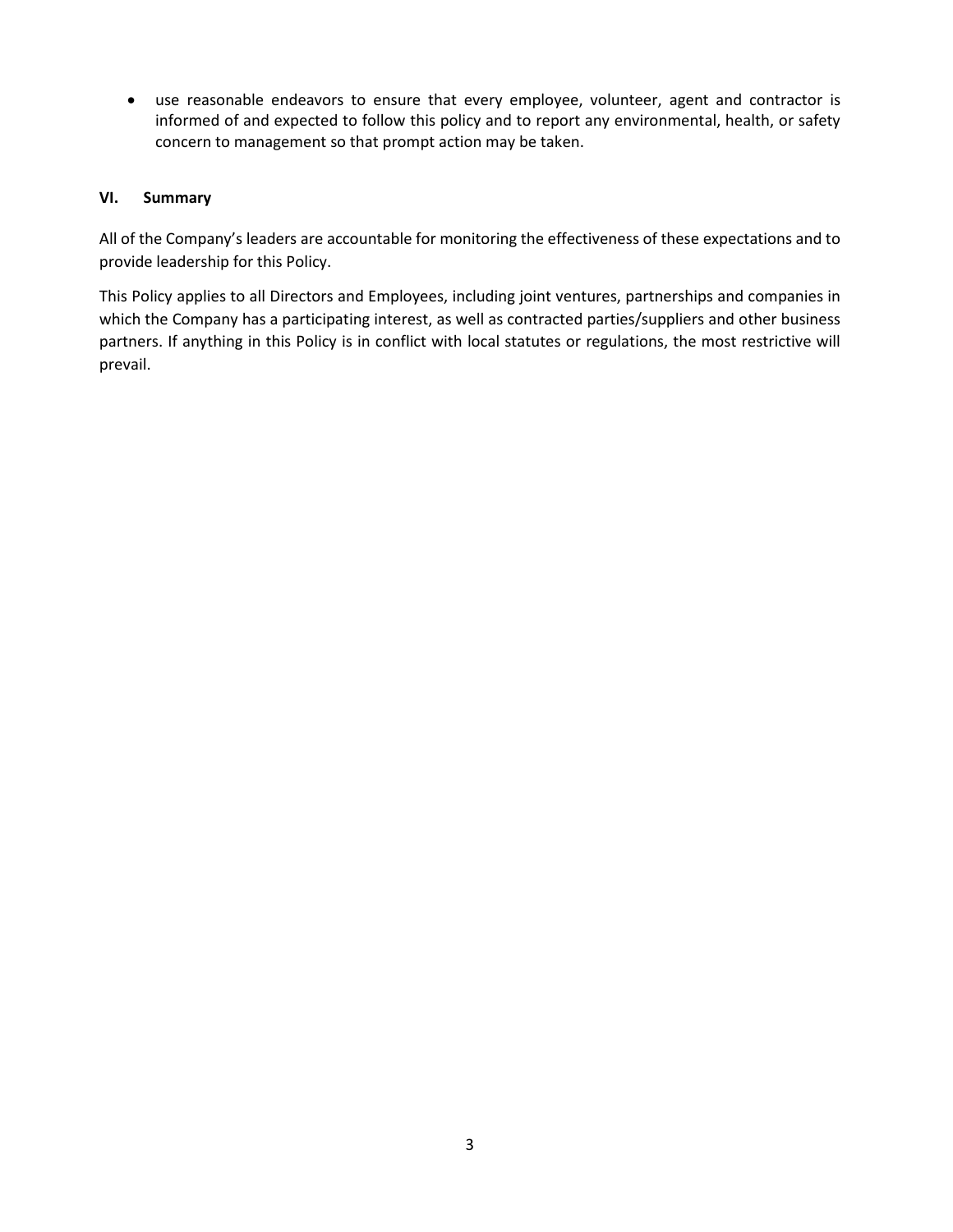- use reasonable endeavors to ensure that every employee, volunteer, agent and contractor is informed of and expected to follow this policy and to report any environmental, health, or safety concern to management so that prompt action may be taken.

## VI. Summary

All of the Company's leaders are accountable for monitoring the effectiveness of these expectations and to provide leadership for this Policy.

This Policy applies to all Directors and Employees, including joint ventures, partnerships and companies in which the Company has a participating interest, as well as contracted parties/suppliers and other business partners. If anything in this Policy is in conflict with local statutes or regulations, the most restrictive will prevail.